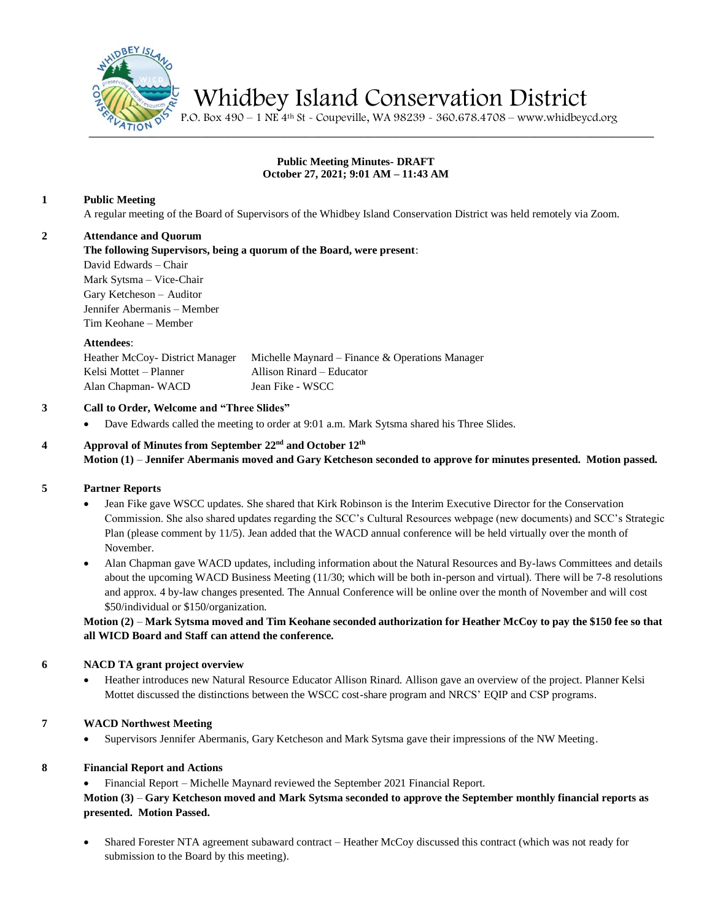# Whidbey Island Conservation District

P.O. Box 490 – 1 NE 4th St - Coupeville, WA 98239 - 360.678.4708 – www.whidbeycd.org

**Public Meeting Minutes- DRAFT**
**October 27, 2021; 9:01 AM – 11:43 AM**

**1 Public Meeting**

A regular meeting of the Board of Supervisors of the Whidbey Island Conservation District was held remotely via Zoom.

**2 Attendance and Quorum**

**The following Supervisors, being a quorum of the Board, were present**:

David Edwards – Chair
Mark Sytsma – Vice-Chair
Gary Ketcheson – Auditor
Jennifer Abermanis – Member
Tim Keohane – Member

**Attendees**:

| | |
|---|---|
| Heather McCoy- District Manager | Michelle Maynard – Finance & Operations Manager |
| Kelsi Mottet – Planner | Allison Rinard – Educator |
| Alan Chapman- WACD | Jean Fike - WSCC |

**3 Call to Order, Welcome and "Three Slides"**

- Dave Edwards called the meeting to order at 9:01 a.m. Mark Sytsma shared his Three Slides.

**4 Approval of Minutes from September 22nd and October 12th**

**Motion (1) – Jennifer Abermanis moved and Gary Ketcheson seconded to approve for minutes presented. Motion passed.**

**5 Partner Reports**

- Jean Fike gave WSCC updates. She shared that Kirk Robinson is the Interim Executive Director for the Conservation Commission. She also shared updates regarding the SCC's Cultural Resources webpage (new documents) and SCC's Strategic Plan (please comment by 11/5). Jean added that the WACD annual conference will be held virtually over the month of November.
- Alan Chapman gave WACD updates, including information about the Natural Resources and By-laws Committees and details about the upcoming WACD Business Meeting (11/30; which will be both in-person and virtual). There will be 7-8 resolutions and approx. 4 by-law changes presented. The Annual Conference will be online over the month of November and will cost $50/individual or $150/organization.

**Motion (2) – Mark Sytsma moved and Tim Keohane seconded authorization for Heather McCoy to pay the $150 fee so that all WICD Board and Staff can attend the conference.**

**6 NACD TA grant project overview**

- Heather introduces new Natural Resource Educator Allison Rinard. Allison gave an overview of the project. Planner Kelsi Mottet discussed the distinctions between the WSCC cost-share program and NRCS' EQIP and CSP programs.

**7 WACD Northwest Meeting**

- Supervisors Jennifer Abermanis, Gary Ketcheson and Mark Sytsma gave their impressions of the NW Meeting.

**8 Financial Report and Actions**

- Financial Report – Michelle Maynard reviewed the September 2021 Financial Report.

**Motion (3) – Gary Ketcheson moved and Mark Sytsma seconded to approve the September monthly financial reports as presented. Motion Passed.**

- Shared Forester NTA agreement subaward contract – Heather McCoy discussed this contract (which was not ready for submission to the Board by this meeting).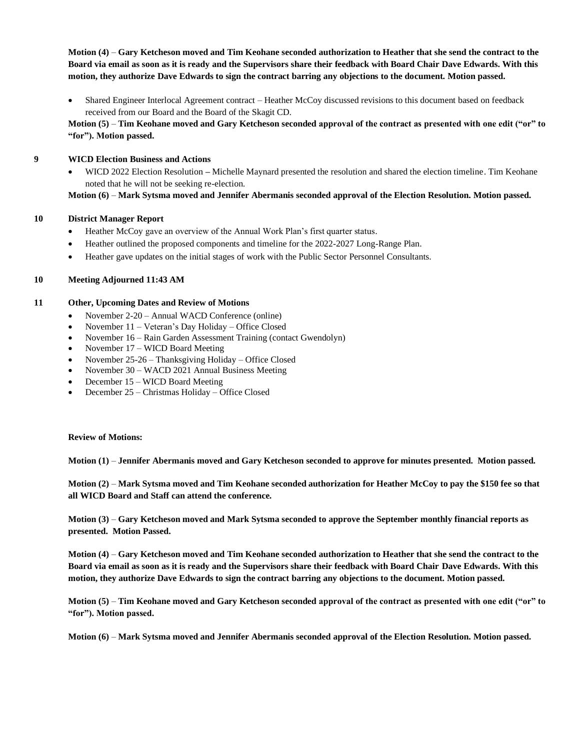**Motion (4)** – **Gary Ketcheson moved and Tim Keohane seconded authorization to Heather that she send the contract to the Board via email as soon as it is ready and the Supervisors share their feedback with Board Chair Dave Edwards. With this motion, they authorize Dave Edwards to sign the contract barring any objections to the document. Motion passed.**

- Shared Engineer Interlocal Agreement contract – Heather McCoy discussed revisions to this document based on feedback received from our Board and the Board of the Skagit CD.

**Motion (5)** – **Tim Keohane moved and Gary Ketcheson seconded approval of the contract as presented with one edit ("or" to "for"). Motion passed.**

**9 WICD Election Business and Actions**

- WICD 2022 Election Resolution – Michelle Maynard presented the resolution and shared the election timeline. Tim Keohane noted that he will not be seeking re-election.

**Motion (6)** – **Mark Sytsma moved and Jennifer Abermanis seconded approval of the Election Resolution. Motion passed.**

**10 District Manager Report**

- Heather McCoy gave an overview of the Annual Work Plan's first quarter status.
- Heather outlined the proposed components and timeline for the 2022-2027 Long-Range Plan.
- Heather gave updates on the initial stages of work with the Public Sector Personnel Consultants.

**10 Meeting Adjourned 11:43 AM**

**11 Other, Upcoming Dates and Review of Motions**

- November 2-20 – Annual WACD Conference (online)
- November 11 – Veteran's Day Holiday – Office Closed
- November 16 – Rain Garden Assessment Training (contact Gwendolyn)
- November 17 – WICD Board Meeting
- November 25-26 – Thanksgiving Holiday – Office Closed
- November 30 – WACD 2021 Annual Business Meeting
- December 15 – WICD Board Meeting
- December 25 – Christmas Holiday – Office Closed

**Review of Motions:**

**Motion (1)** – **Jennifer Abermanis moved and Gary Ketcheson seconded to approve for minutes presented. Motion passed.**

**Motion (2)** – **Mark Sytsma moved and Tim Keohane seconded authorization for Heather McCoy to pay the $150 fee so that all WICD Board and Staff can attend the conference.**

**Motion (3)** – **Gary Ketcheson moved and Mark Sytsma seconded to approve the September monthly financial reports as presented. Motion Passed.**

**Motion (4)** – **Gary Ketcheson moved and Tim Keohane seconded authorization to Heather that she send the contract to the Board via email as soon as it is ready and the Supervisors share their feedback with Board Chair Dave Edwards. With this motion, they authorize Dave Edwards to sign the contract barring any objections to the document. Motion passed.**

**Motion (5)** – **Tim Keohane moved and Gary Ketcheson seconded approval of the contract as presented with one edit ("or" to "for"). Motion passed.**

**Motion (6)** – **Mark Sytsma moved and Jennifer Abermanis seconded approval of the Election Resolution. Motion passed.**